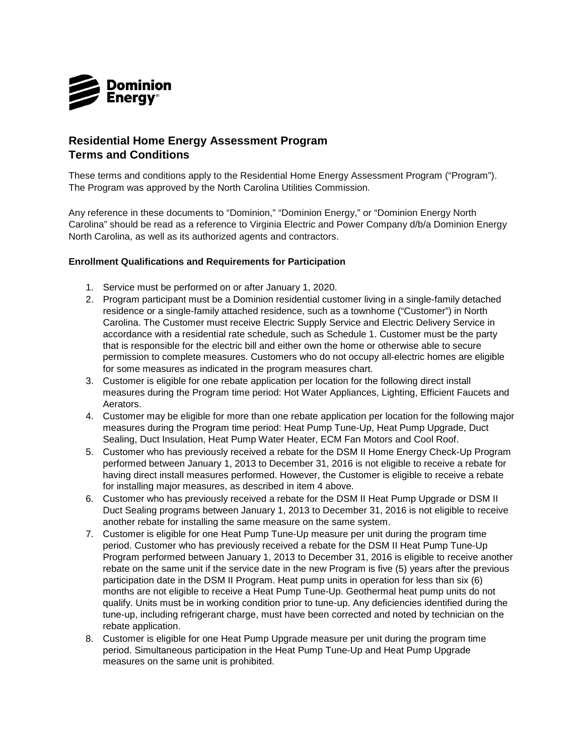# Residential Home Energy Assessment Program
# Terms and Conditions

These terms and conditions apply to the Residential Home Energy Assessment Program ("Program"). The Program was approved by the North Carolina Utilities Commission.

Any reference in these documents to "Dominion," "Dominion Energy," or "Dominion Energy North Carolina" should be read as a reference to Virginia Electric and Power Company d/b/a Dominion Energy North Carolina, as well as its authorized agents and contractors.

**Enrollment Qualifications and Requirements for Participation**

1. Service must be performed on or after January 1, 2020.
2. Program participant must be a Dominion residential customer living in a single-family detached residence or a single-family attached residence, such as a townhome ("Customer") in North Carolina. The Customer must receive Electric Supply Service and Electric Delivery Service in accordance with a residential rate schedule, such as Schedule 1. Customer must be the party that is responsible for the electric bill and either own the home or otherwise able to secure permission to complete measures. Customers who do not occupy all-electric homes are eligible for some measures as indicated in the program measures chart.
3. Customer is eligible for one rebate application per location for the following direct install measures during the Program time period: Hot Water Appliances, Lighting, Efficient Faucets and Aerators.
4. Customer may be eligible for more than one rebate application per location for the following major measures during the Program time period: Heat Pump Tune-Up, Heat Pump Upgrade, Duct Sealing, Duct Insulation, Heat Pump Water Heater, ECM Fan Motors and Cool Roof.
5. Customer who has previously received a rebate for the DSM II Home Energy Check-Up Program performed between January 1, 2013 to December 31, 2016 is not eligible to receive a rebate for having direct install measures performed. However, the Customer is eligible to receive a rebate for installing major measures, as described in item 4 above.
6. Customer who has previously received a rebate for the DSM II Heat Pump Upgrade or DSM II Duct Sealing programs between January 1, 2013 to December 31, 2016 is not eligible to receive another rebate for installing the same measure on the same system.
7. Customer is eligible for one Heat Pump Tune-Up measure per unit during the program time period. Customer who has previously received a rebate for the DSM II Heat Pump Tune-Up Program performed between January 1, 2013 to December 31, 2016 is eligible to receive another rebate on the same unit if the service date in the new Program is five (5) years after the previous participation date in the DSM II Program. Heat pump units in operation for less than six (6) months are not eligible to receive a Heat Pump Tune-Up. Geothermal heat pump units do not qualify. Units must be in working condition prior to tune-up. Any deficiencies identified during the tune-up, including refrigerant charge, must have been corrected and noted by technician on the rebate application.
8. Customer is eligible for one Heat Pump Upgrade measure per unit during the program time period. Simultaneous participation in the Heat Pump Tune-Up and Heat Pump Upgrade measures on the same unit is prohibited.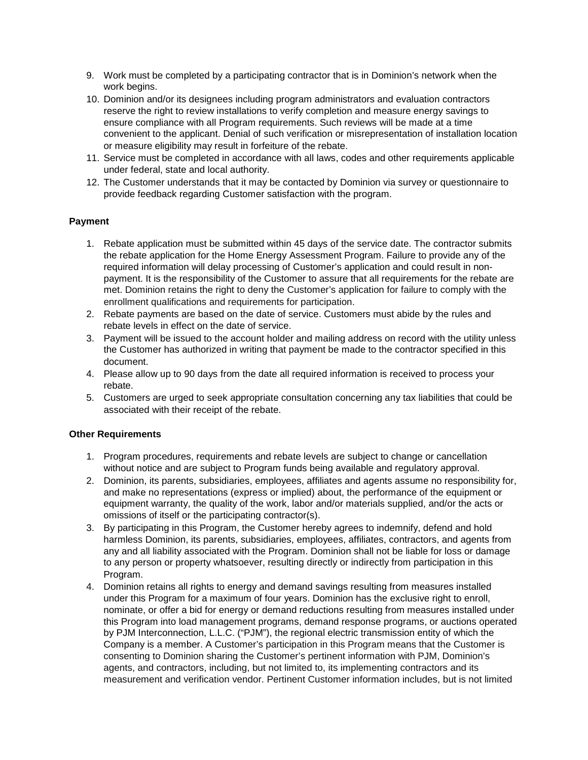9. Work must be completed by a participating contractor that is in Dominion's network when the work begins.
10. Dominion and/or its designees including program administrators and evaluation contractors reserve the right to review installations to verify completion and measure energy savings to ensure compliance with all Program requirements. Such reviews will be made at a time convenient to the applicant. Denial of such verification or misrepresentation of installation location or measure eligibility may result in forfeiture of the rebate.
11. Service must be completed in accordance with all laws, codes and other requirements applicable under federal, state and local authority.
12. The Customer understands that it may be contacted by Dominion via survey or questionnaire to provide feedback regarding Customer satisfaction with the program.

**Payment**

1. Rebate application must be submitted within 45 days of the service date. The contractor submits the rebate application for the Home Energy Assessment Program. Failure to provide any of the required information will delay processing of Customer's application and could result in non-payment. It is the responsibility of the Customer to assure that all requirements for the rebate are met. Dominion retains the right to deny the Customer's application for failure to comply with the enrollment qualifications and requirements for participation.
2. Rebate payments are based on the date of service. Customers must abide by the rules and rebate levels in effect on the date of service.
3. Payment will be issued to the account holder and mailing address on record with the utility unless the Customer has authorized in writing that payment be made to the contractor specified in this document.
4. Please allow up to 90 days from the date all required information is received to process your rebate.
5. Customers are urged to seek appropriate consultation concerning any tax liabilities that could be associated with their receipt of the rebate.

**Other Requirements**

1. Program procedures, requirements and rebate levels are subject to change or cancellation without notice and are subject to Program funds being available and regulatory approval.
2. Dominion, its parents, subsidiaries, employees, affiliates and agents assume no responsibility for, and make no representations (express or implied) about, the performance of the equipment or equipment warranty, the quality of the work, labor and/or materials supplied, and/or the acts or omissions of itself or the participating contractor(s).
3. By participating in this Program, the Customer hereby agrees to indemnify, defend and hold harmless Dominion, its parents, subsidiaries, employees, affiliates, contractors, and agents from any and all liability associated with the Program. Dominion shall not be liable for loss or damage to any person or property whatsoever, resulting directly or indirectly from participation in this Program.
4. Dominion retains all rights to energy and demand savings resulting from measures installed under this Program for a maximum of four years. Dominion has the exclusive right to enroll, nominate, or offer a bid for energy or demand reductions resulting from measures installed under this Program into load management programs, demand response programs, or auctions operated by PJM Interconnection, L.L.C. ("PJM"), the regional electric transmission entity of which the Company is a member. A Customer's participation in this Program means that the Customer is consenting to Dominion sharing the Customer's pertinent information with PJM, Dominion's agents, and contractors, including, but not limited to, its implementing contractors and its measurement and verification vendor. Pertinent Customer information includes, but is not limited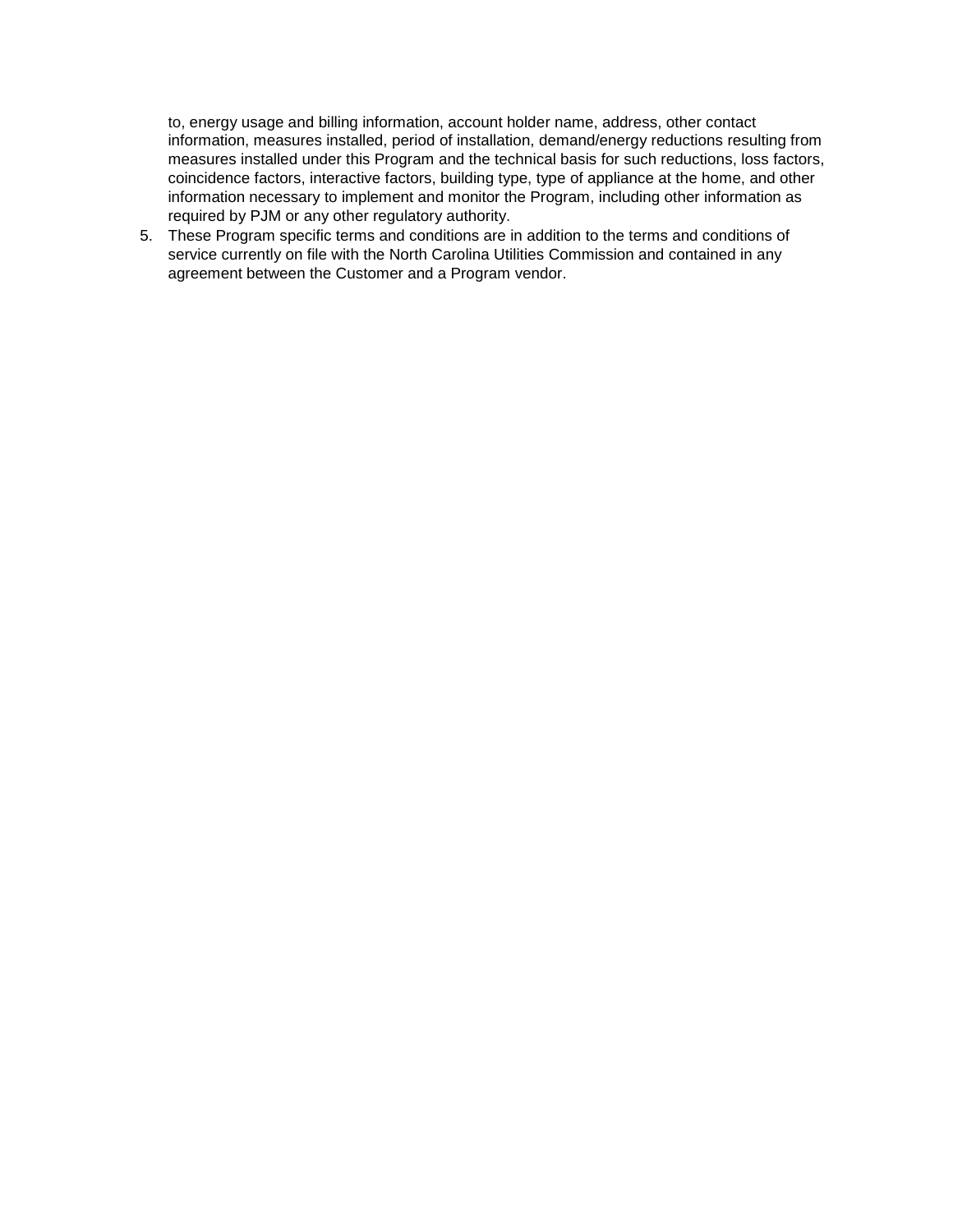to, energy usage and billing information, account holder name, address, other contact information, measures installed, period of installation, demand/energy reductions resulting from measures installed under this Program and the technical basis for such reductions, loss factors, coincidence factors, interactive factors, building type, type of appliance at the home, and other information necessary to implement and monitor the Program, including other information as required by PJM or any other regulatory authority.

5. These Program specific terms and conditions are in addition to the terms and conditions of service currently on file with the North Carolina Utilities Commission and contained in any agreement between the Customer and a Program vendor.